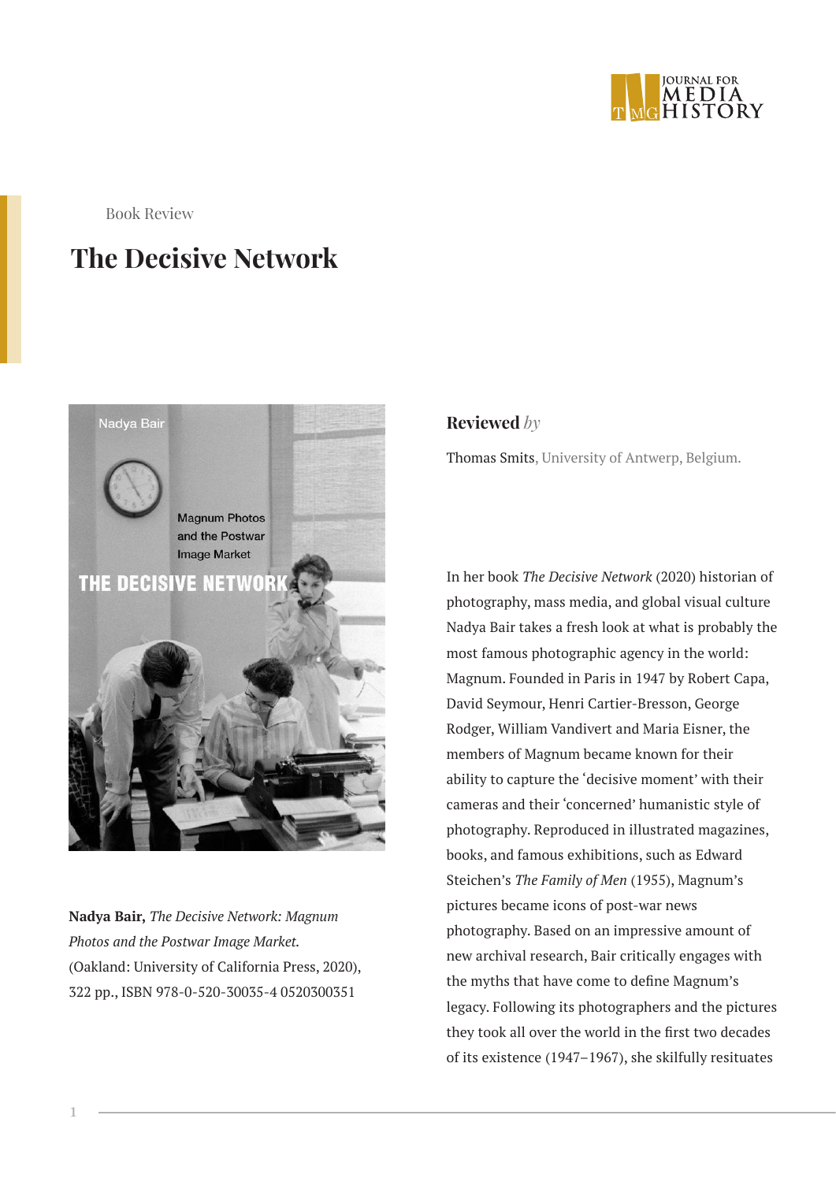Book Review

# The Decisive Network

## Reviewed *by*

Thomas Smits, University of Antwerp, Belgium.

**Nadya Bair,** *The Decisive Network: Magnum Photos and the Postwar Image Market.* (Oakland: University of California Press, 2020), 322 pp., ISBN 978-0-520-30035-4 0520300351

In her book *The Decisive Network* (2020) historian of photography, mass media, and global visual culture Nadya Bair takes a fresh look at what is probably the most famous photographic agency in the world: Magnum. Founded in Paris in 1947 by Robert Capa, David Seymour, Henri Cartier-Bresson, George Rodger, William Vandivert and Maria Eisner, the members of Magnum became known for their ability to capture the 'decisive moment' with their cameras and their 'concerned' humanistic style of photography. Reproduced in illustrated magazines, books, and famous exhibitions, such as Edward Steichen's *The Family of Men* (1955), Magnum's pictures became icons of post-war news photography. Based on an impressive amount of new archival research, Bair critically engages with the myths that have come to define Magnum's legacy. Following its photographers and the pictures they took all over the world in the first two decades of its existence (1947–1967), she skilfully resituates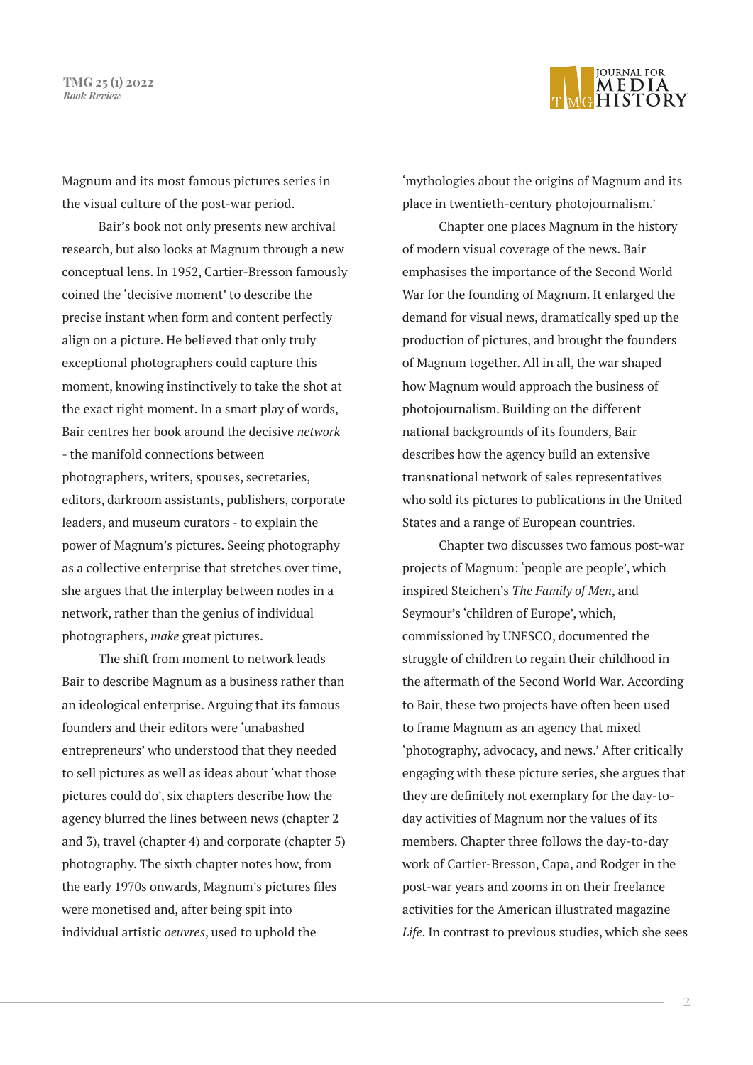Magnum and its most famous pictures series in the visual culture of the post-war period.

Bair's book not only presents new archival research, but also looks at Magnum through a new conceptual lens. In 1952, Cartier-Bresson famously coined the 'decisive moment' to describe the precise instant when form and content perfectly align on a picture. He believed that only truly exceptional photographers could capture this moment, knowing instinctively to take the shot at the exact right moment. In a smart play of words, Bair centres her book around the decisive *network* - the manifold connections between photographers, writers, spouses, secretaries, editors, darkroom assistants, publishers, corporate leaders, and museum curators - to explain the power of Magnum's pictures. Seeing photography as a collective enterprise that stretches over time, she argues that the interplay between nodes in a network, rather than the genius of individual photographers, *make* great pictures.

The shift from moment to network leads Bair to describe Magnum as a business rather than an ideological enterprise. Arguing that its famous founders and their editors were 'unabashed entrepreneurs' who understood that they needed to sell pictures as well as ideas about 'what those pictures could do', six chapters describe how the agency blurred the lines between news (chapter 2 and 3), travel (chapter 4) and corporate (chapter 5) photography. The sixth chapter notes how, from the early 1970s onwards, Magnum's pictures files were monetised and, after being spit into individual artistic *oeuvres*, used to uphold the 'mythologies about the origins of Magnum and its place in twentieth-century photojournalism.'

Chapter one places Magnum in the history of modern visual coverage of the news. Bair emphasises the importance of the Second World War for the founding of Magnum. It enlarged the demand for visual news, dramatically sped up the production of pictures, and brought the founders of Magnum together. All in all, the war shaped how Magnum would approach the business of photojournalism. Building on the different national backgrounds of its founders, Bair describes how the agency build an extensive transnational network of sales representatives who sold its pictures to publications in the United States and a range of European countries.

Chapter two discusses two famous post-war projects of Magnum: 'people are people', which inspired Steichen's *The Family of Men*, and Seymour's 'children of Europe', which, commissioned by UNESCO, documented the struggle of children to regain their childhood in the aftermath of the Second World War. According to Bair, these two projects have often been used to frame Magnum as an agency that mixed 'photography, advocacy, and news.' After critically engaging with these picture series, she argues that they are definitely not exemplary for the day-to-day activities of Magnum nor the values of its members. Chapter three follows the day-to-day work of Cartier-Bresson, Capa, and Rodger in the post-war years and zooms in on their freelance activities for the American illustrated magazine *Life*. In contrast to previous studies, which she sees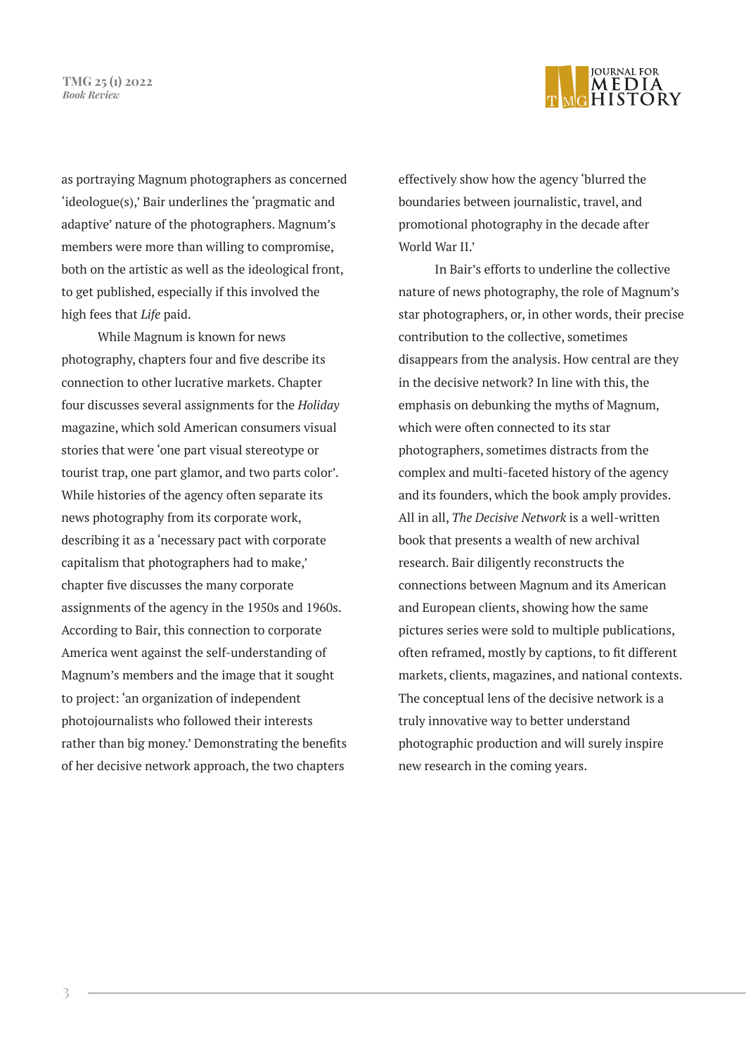as portraying Magnum photographers as concerned 'ideologue(s),' Bair underlines the 'pragmatic and adaptive' nature of the photographers. Magnum's members were more than willing to compromise, both on the artistic as well as the ideological front, to get published, especially if this involved the high fees that *Life* paid.

While Magnum is known for news photography, chapters four and five describe its connection to other lucrative markets. Chapter four discusses several assignments for the *Holiday* magazine, which sold American consumers visual stories that were 'one part visual stereotype or tourist trap, one part glamor, and two parts color'. While histories of the agency often separate its news photography from its corporate work, describing it as a 'necessary pact with corporate capitalism that photographers had to make,' chapter five discusses the many corporate assignments of the agency in the 1950s and 1960s. According to Bair, this connection to corporate America went against the self-understanding of Magnum's members and the image that it sought to project: 'an organization of independent photojournalists who followed their interests rather than big money.' Demonstrating the benefits of her decisive network approach, the two chapters effectively show how the agency 'blurred the boundaries between journalistic, travel, and promotional photography in the decade after World War II.'

In Bair's efforts to underline the collective nature of news photography, the role of Magnum's star photographers, or, in other words, their precise contribution to the collective, sometimes disappears from the analysis. How central are they in the decisive network? In line with this, the emphasis on debunking the myths of Magnum, which were often connected to its star photographers, sometimes distracts from the complex and multi-faceted history of the agency and its founders, which the book amply provides. All in all, *The Decisive Network* is a well-written book that presents a wealth of new archival research. Bair diligently reconstructs the connections between Magnum and its American and European clients, showing how the same pictures series were sold to multiple publications, often reframed, mostly by captions, to fit different markets, clients, magazines, and national contexts. The conceptual lens of the decisive network is a truly innovative way to better understand photographic production and will surely inspire new research in the coming years.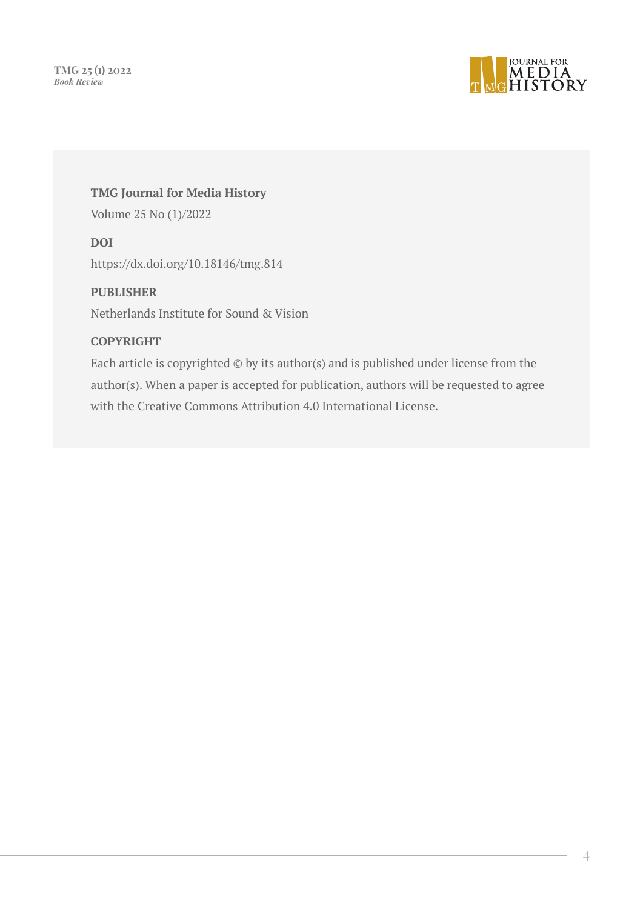**TMG Journal for Media History**

Volume 25 No (1)/2022

**DOI**

https://dx.doi.org/10.18146/tmg.814

**PUBLISHER**

Netherlands Institute for Sound & Vision

**COPYRIGHT**

Each article is copyrighted © by its author(s) and is published under license from the author(s). When a paper is accepted for publication, authors will be requested to agree with the Creative Commons Attribution 4.0 International License.